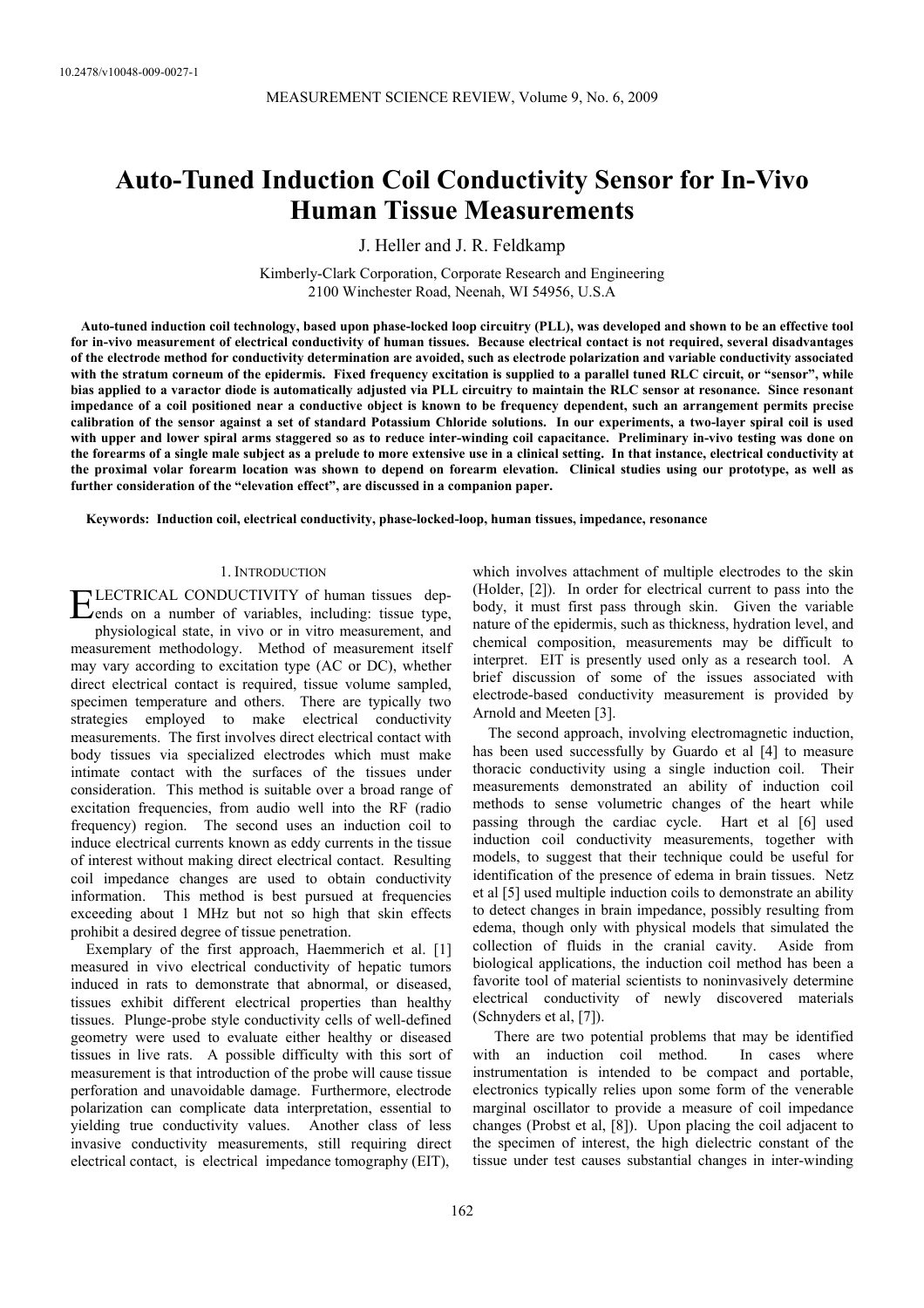# Auto-Tuned Induction Coil Conductivity Sensor for In-Vivo Human Tissue Measurements

J. Heller and J. R. Feldkamp

Kimberly-Clark Corporation, Corporate Research and Engineering
2100 Winchester Road, Neenah, WI 54956, U.S.A

**Auto-tuned induction coil technology, based upon phase-locked loop circuitry (PLL), was developed and shown to be an effective tool for in-vivo measurement of electrical conductivity of human tissues. Because electrical contact is not required, several disadvantages of the electrode method for conductivity determination are avoided, such as electrode polarization and variable conductivity associated with the stratum corneum of the epidermis. Fixed frequency excitation is supplied to a parallel tuned RLC circuit, or "sensor", while bias applied to a varactor diode is automatically adjusted via PLL circuitry to maintain the RLC sensor at resonance. Since resonant impedance of a coil positioned near a conductive object is known to be frequency dependent, such an arrangement permits precise calibration of the sensor against a set of standard Potassium Chloride solutions. In our experiments, a two-layer spiral coil is used with upper and lower spiral arms staggered so as to reduce inter-winding coil capacitance. Preliminary in-vivo testing was done on the forearms of a single male subject as a prelude to more extensive use in a clinical setting. In that instance, electrical conductivity at the proximal volar forearm location was shown to depend on forearm elevation. Clinical studies using our prototype, as well as further consideration of the "elevation effect", are discussed in a companion paper.**

**Keywords: Induction coil, electrical conductivity, phase-locked-loop, human tissues, impedance, resonance**

## 1. Introduction

ELECTRICAL CONDUCTIVITY of human tissues depends on a number of variables, including: tissue type, physiological state, in vivo or in vitro measurement, and measurement methodology. Method of measurement itself may vary according to excitation type (AC or DC), whether direct electrical contact is required, tissue volume sampled, specimen temperature and others. There are typically two strategies employed to make electrical conductivity measurements. The first involves direct electrical contact with body tissues via specialized electrodes which must make intimate contact with the surfaces of the tissues under consideration. This method is suitable over a broad range of excitation frequencies, from audio well into the RF (radio frequency) region. The second uses an induction coil to induce electrical currents known as eddy currents in the tissue of interest without making direct electrical contact. Resulting coil impedance changes are used to obtain conductivity information. This method is best pursued at frequencies exceeding about 1 MHz but not so high that skin effects prohibit a desired degree of tissue penetration.

Exemplary of the first approach, Haemmerich et al. [1] measured in vivo electrical conductivity of hepatic tumors induced in rats to demonstrate that abnormal, or diseased, tissues exhibit different electrical properties than healthy tissues. Plunge-probe style conductivity cells of well-defined geometry were used to evaluate either healthy or diseased tissues in live rats. A possible difficulty with this sort of measurement is that introduction of the probe will cause tissue perforation and unavoidable damage. Furthermore, electrode polarization can complicate data interpretation, essential to yielding true conductivity values. Another class of less invasive conductivity measurements, still requiring direct electrical contact, is electrical impedance tomography (EIT), which involves attachment of multiple electrodes to the skin (Holder, [2]). In order for electrical current to pass into the body, it must first pass through skin. Given the variable nature of the epidermis, such as thickness, hydration level, and chemical composition, measurements may be difficult to interpret. EIT is presently used only as a research tool. A brief discussion of some of the issues associated with electrode-based conductivity measurement is provided by Arnold and Meeten [3].

The second approach, involving electromagnetic induction, has been used successfully by Guardo et al [4] to measure thoracic conductivity using a single induction coil. Their measurements demonstrated an ability of induction coil methods to sense volumetric changes of the heart while passing through the cardiac cycle. Hart et al [6] used induction coil conductivity measurements, together with models, to suggest that their technique could be useful for identification of the presence of edema in brain tissues. Netz et al [5] used multiple induction coils to demonstrate an ability to detect changes in brain impedance, possibly resulting from edema, though only with physical models that simulated the collection of fluids in the cranial cavity. Aside from biological applications, the induction coil method has been a favorite tool of material scientists to noninvasively determine electrical conductivity of newly discovered materials (Schnyders et al, [7]).

There are two potential problems that may be identified with an induction coil method. In cases where instrumentation is intended to be compact and portable, electronics typically relies upon some form of the venerable marginal oscillator to provide a measure of coil impedance changes (Probst et al, [8]). Upon placing the coil adjacent to the specimen of interest, the high dielectric constant of the tissue under test causes substantial changes in inter-winding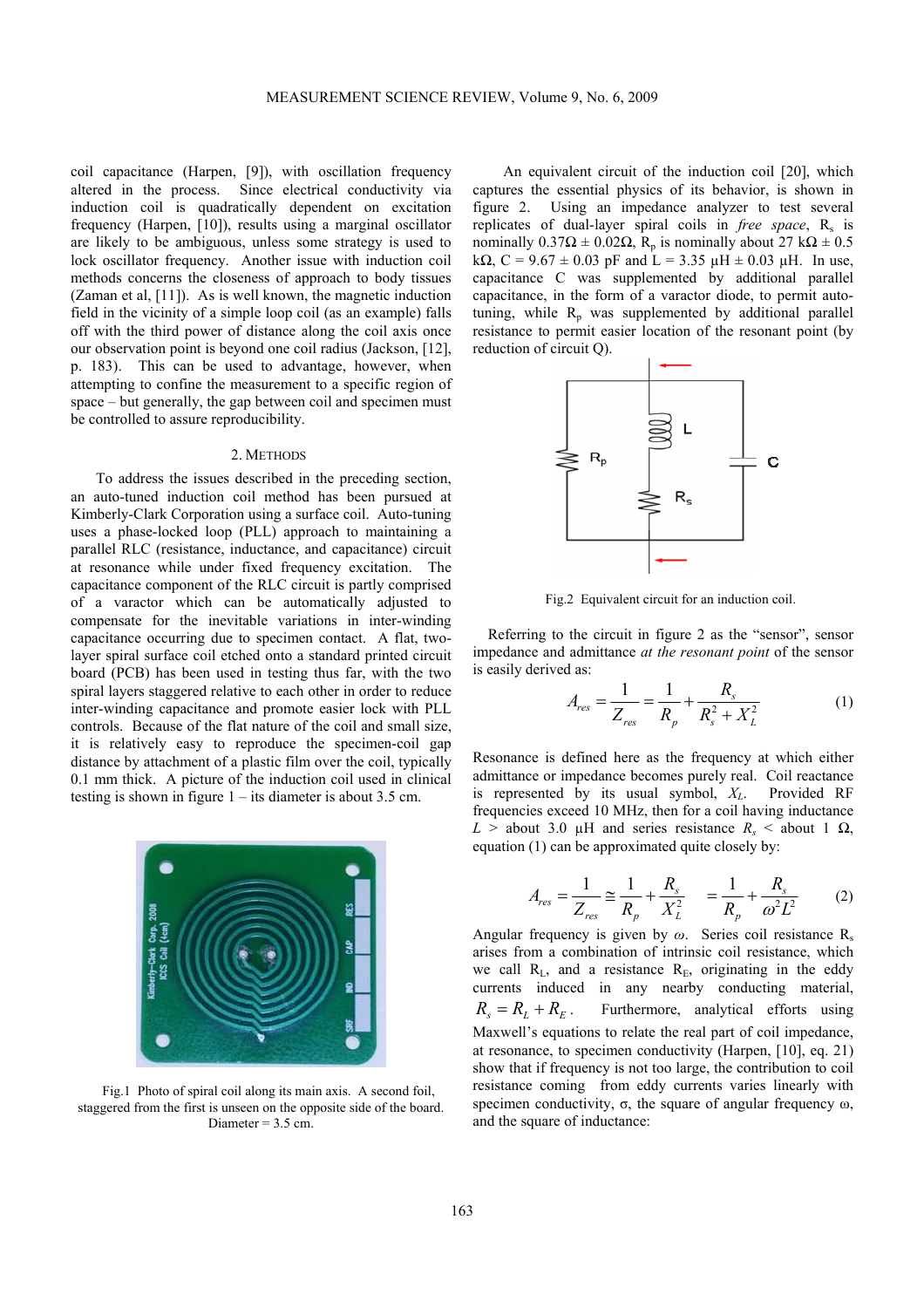coil capacitance (Harpen, [9]), with oscillation frequency altered in the process. Since electrical conductivity via induction coil is quadratically dependent on excitation frequency (Harpen, [10]), results using a marginal oscillator are likely to be ambiguous, unless some strategy is used to lock oscillator frequency. Another issue with induction coil methods concerns the closeness of approach to body tissues (Zaman et al, [11]). As is well known, the magnetic induction field in the vicinity of a simple loop coil (as an example) falls off with the third power of distance along the coil axis once our observation point is beyond one coil radius (Jackson, [12], p. 183). This can be used to advantage, however, when attempting to confine the measurement to a specific region of space – but generally, the gap between coil and specimen must be controlled to assure reproducibility.

## 2. METHODS

To address the issues described in the preceding section, an auto-tuned induction coil method has been pursued at Kimberly-Clark Corporation using a surface coil. Auto-tuning uses a phase-locked loop (PLL) approach to maintaining a parallel RLC (resistance, inductance, and capacitance) circuit at resonance while under fixed frequency excitation. The capacitance component of the RLC circuit is partly comprised of a varactor which can be automatically adjusted to compensate for the inevitable variations in inter-winding capacitance occurring due to specimen contact. A flat, two-layer spiral surface coil etched onto a standard printed circuit board (PCB) has been used in testing thus far, with the two spiral layers staggered relative to each other in order to reduce inter-winding capacitance and promote easier lock with PLL controls. Because of the flat nature of the coil and small size, it is relatively easy to reproduce the specimen-coil gap distance by attachment of a plastic film over the coil, typically 0.1 mm thick. A picture of the induction coil used in clinical testing is shown in figure 1 – its diameter is about 3.5 cm.

Fig.1 Photo of spiral coil along its main axis. A second foil, staggered from the first is unseen on the opposite side of the board. Diameter = 3.5 cm.

An equivalent circuit of the induction coil [20], which captures the essential physics of its behavior, is shown in figure 2. Using an impedance analyzer to test several replicates of dual-layer spiral coils in *free space*, $R_s$ is nominally $0.37\Omega \pm 0.02\Omega$, $R_p$ is nominally about 27 k$\Omega$ ± 0.5 k$\Omega$, C = 9.67 ± 0.03 pF and L = 3.35 μH ± 0.03 μH. In use, capacitance C was supplemented by additional parallel capacitance, in the form of a varactor diode, to permit auto-tuning, while $R_p$ was supplemented by additional parallel resistance to permit easier location of the resonant point (by reduction of circuit Q).

Fig.2 Equivalent circuit for an induction coil.

Referring to the circuit in figure 2 as the "sensor", sensor impedance and admittance *at the resonant point* of the sensor is easily derived as:

$$A_{res} = \frac{1}{Z_{res}} = \frac{1}{R_p} + \frac{R_s}{R_s^2 + X_L^2} \tag{1}$$

Resonance is defined here as the frequency at which either admittance or impedance becomes purely real. Coil reactance is represented by its usual symbol, $X_L$. Provided RF frequencies exceed 10 MHz, then for a coil having inductance $L$ > about 3.0 μH and series resistance $R_s$ < about 1 Ω, equation (1) can be approximated quite closely by:

$$A_{res} = \frac{1}{Z_{res}} \cong \frac{1}{R_p} + \frac{R_s}{X_L^2} \quad = \frac{1}{R_p} + \frac{R_s}{\omega^2 L^2} \tag{2}$$

Angular frequency is given by $\omega$. Series coil resistance $R_s$ arises from a combination of intrinsic coil resistance, which we call $R_L$, and a resistance $R_E$, originating in the eddy currents induced in any nearby conducting material, $R_s = R_L + R_E$. Furthermore, analytical efforts using Maxwell's equations to relate the real part of coil impedance, at resonance, to specimen conductivity (Harpen, [10], eq. 21) show that if frequency is not too large, the contribution to coil resistance coming from eddy currents varies linearly with specimen conductivity, σ, the square of angular frequency ω, and the square of inductance: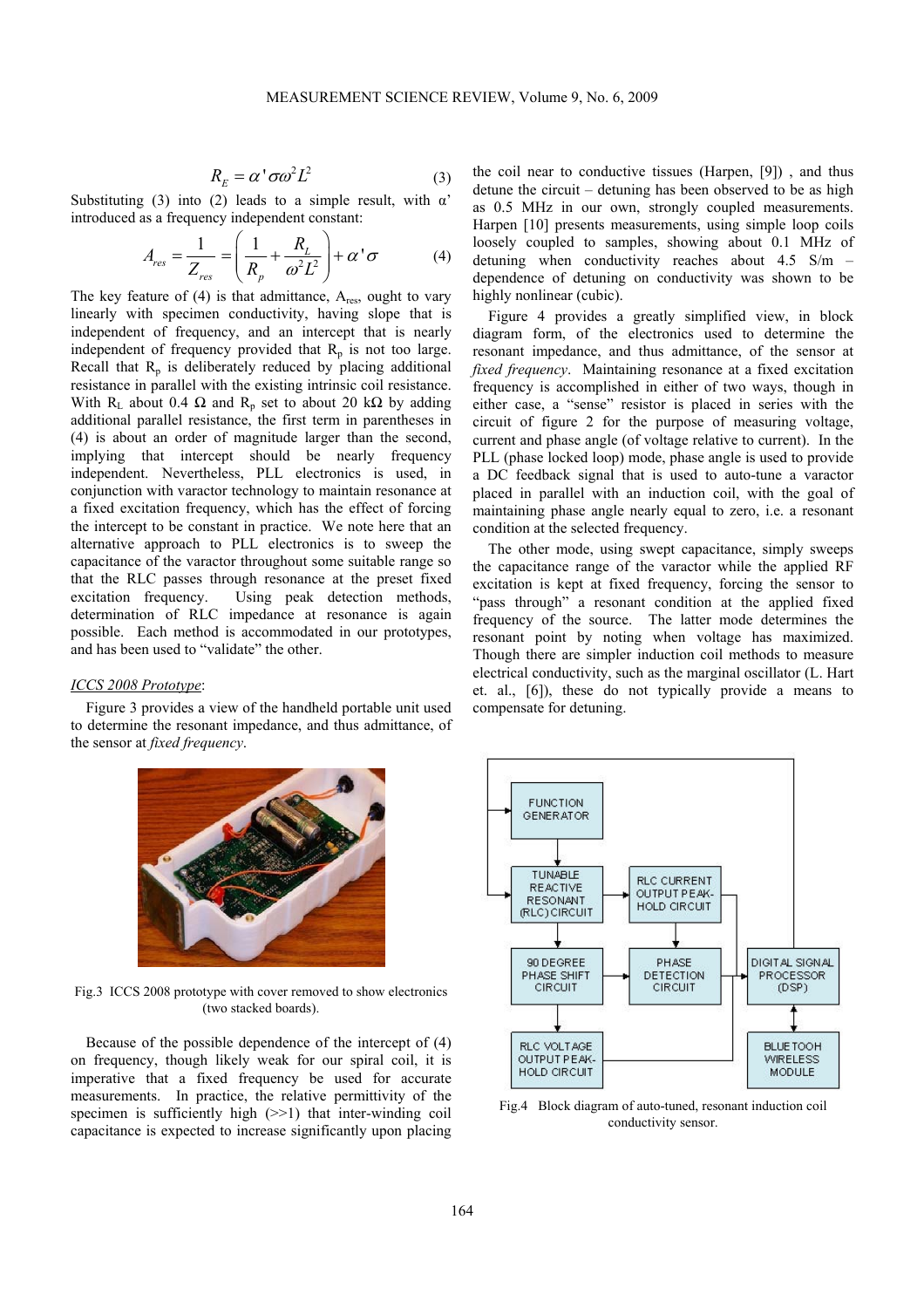$$R_E = \alpha' \sigma \omega^2 L^2 \tag{3}$$

Substituting (3) into (2) leads to a simple result, with α' introduced as a frequency independent constant:

$$A_{res} = \frac{1}{Z_{res}} = \left( \frac{1}{R_p} + \frac{R_L}{\omega^2 L^2} \right) + \alpha' \sigma \tag{4}$$

The key feature of (4) is that admittance, $A_{res}$, ought to vary linearly with specimen conductivity, having slope that is independent of frequency, and an intercept that is nearly independent of frequency provided that $R_p$ is not too large. Recall that $R_p$ is deliberately reduced by placing additional resistance in parallel with the existing intrinsic coil resistance. With $R_L$ about 0.4 Ω and $R_p$ set to about 20 kΩ by adding additional parallel resistance, the first term in parentheses in (4) is about an order of magnitude larger than the second, implying that intercept should be nearly frequency independent. Nevertheless, PLL electronics is used, in conjunction with varactor technology to maintain resonance at a fixed excitation frequency, which has the effect of forcing the intercept to be constant in practice. We note here that an alternative approach to PLL electronics is to sweep the capacitance of the varactor throughout some suitable range so that the RLC passes through resonance at the preset fixed excitation frequency. Using peak detection methods, determination of RLC impedance at resonance is again possible. Each method is accommodated in our prototypes, and has been used to "validate" the other.

*ICCS 2008 Prototype*:

Figure 3 provides a view of the handheld portable unit used to determine the resonant impedance, and thus admittance, of the sensor at *fixed frequency*.

Fig.3 ICCS 2008 prototype with cover removed to show electronics (two stacked boards).

Because of the possible dependence of the intercept of (4) on frequency, though likely weak for our spiral coil, it is imperative that a fixed frequency be used for accurate measurements. In practice, the relative permittivity of the specimen is sufficiently high (>>1) that inter-winding coil capacitance is expected to increase significantly upon placing the coil near to conductive tissues (Harpen, [9]) , and thus detune the circuit – detuning has been observed to be as high as 0.5 MHz in our own, strongly coupled measurements. Harpen [10] presents measurements, using simple loop coils loosely coupled to samples, showing about 0.1 MHz of detuning when conductivity reaches about 4.5 S/m – dependence of detuning on conductivity was shown to be highly nonlinear (cubic).

Figure 4 provides a greatly simplified view, in block diagram form, of the electronics used to determine the resonant impedance, and thus admittance, of the sensor at *fixed frequency*. Maintaining resonance at a fixed excitation frequency is accomplished in either of two ways, though in either case, a "sense" resistor is placed in series with the circuit of figure 2 for the purpose of measuring voltage, current and phase angle (of voltage relative to current). In the PLL (phase locked loop) mode, phase angle is used to provide a DC feedback signal that is used to auto-tune a varactor placed in parallel with an induction coil, with the goal of maintaining phase angle nearly equal to zero, i.e. a resonant condition at the selected frequency.

The other mode, using swept capacitance, simply sweeps the capacitance range of the varactor while the applied RF excitation is kept at fixed frequency, forcing the sensor to "pass through" a resonant condition at the applied fixed frequency of the source. The latter mode determines the resonant impedance by noting when voltage has maximized. Though there are simpler induction coil methods to measure electrical conductivity, such as the marginal oscillator (L. Hart et. al., [6]), these do not typically provide a means to compensate for detuning.

Fig.4 Block diagram of auto-tuned, resonant induction coil conductivity sensor.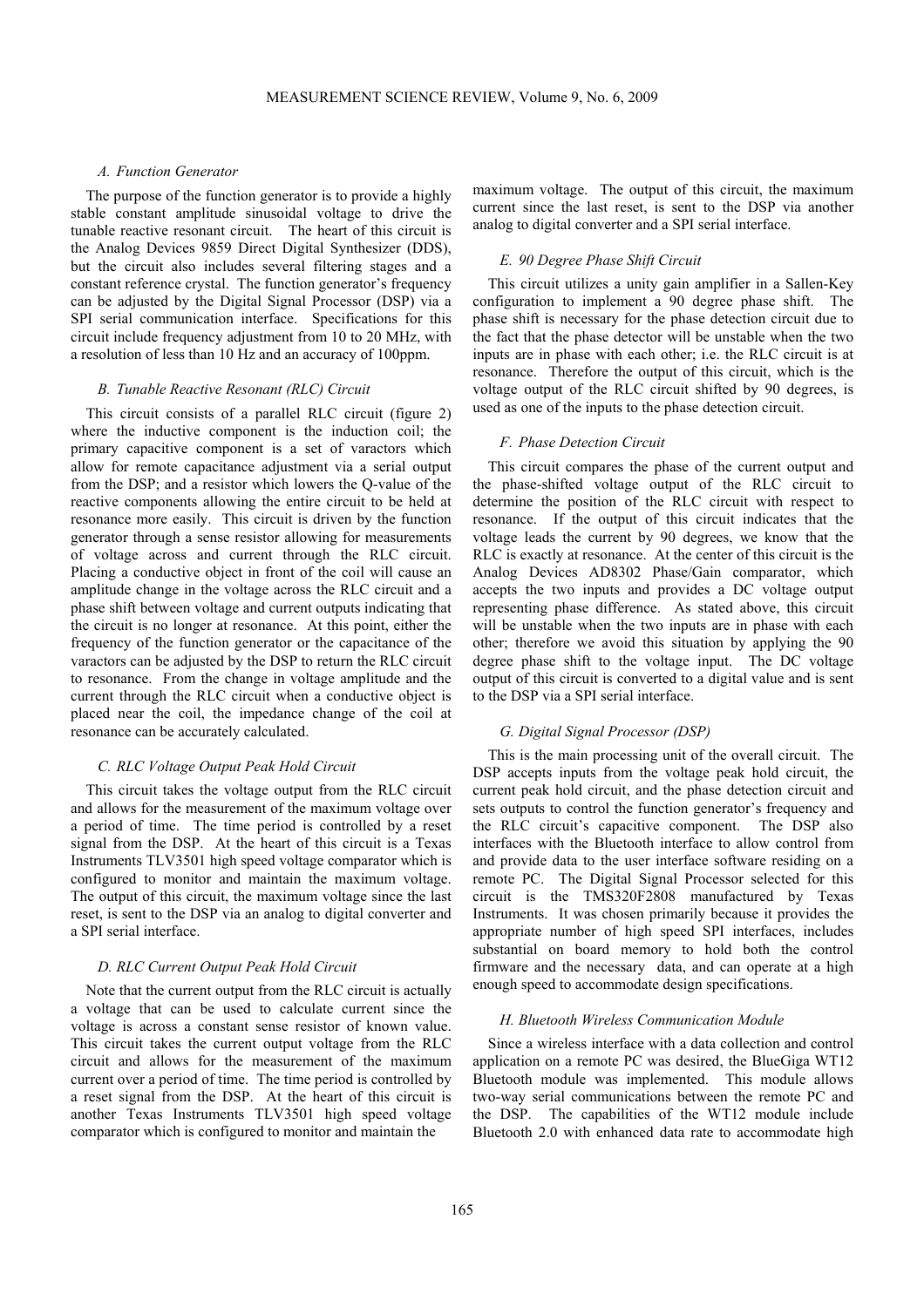### A. Function Generator

The purpose of the function generator is to provide a highly stable constant amplitude sinusoidal voltage to drive the tunable reactive resonant circuit. The heart of this circuit is the Analog Devices 9859 Direct Digital Synthesizer (DDS), but the circuit also includes several filtering stages and a constant reference crystal. The function generator's frequency can be adjusted by the Digital Signal Processor (DSP) via a SPI serial communication interface. Specifications for this circuit include frequency adjustment from 10 to 20 MHz, with a resolution of less than 10 Hz and an accuracy of 100ppm.

### B. Tunable Reactive Resonant (RLC) Circuit

This circuit consists of a parallel RLC circuit (figure 2) where the inductive component is the induction coil; the primary capacitive component is a set of varactors which allow for remote capacitance adjustment via a serial output from the DSP; and a resistor which lowers the Q-value of the reactive components allowing the entire circuit to be held at resonance more easily. This circuit is driven by the function generator through a sense resistor allowing for measurements of voltage across and current through the RLC circuit. Placing a conductive object in front of the coil will cause an amplitude change in the voltage across the RLC circuit and a phase shift between voltage and current outputs indicating that the circuit is no longer at resonance. At this point, either the frequency of the function generator or the capacitance of the varactors can be adjusted by the DSP to return the RLC circuit to resonance. From the change in voltage amplitude and the current through the RLC circuit when a conductive object is placed near the coil, the impedance change of the coil at resonance can be accurately calculated.

### C. RLC Voltage Output Peak Hold Circuit

This circuit takes the voltage output from the RLC circuit and allows for the measurement of the maximum voltage over a period of time. The time period is controlled by a reset signal from the DSP. At the heart of this circuit is a Texas Instruments TLV3501 high speed voltage comparator which is configured to monitor and maintain the maximum voltage. The output of this circuit, the maximum voltage since the last reset, is sent to the DSP via an analog to digital converter and a SPI serial interface.

### D. RLC Current Output Peak Hold Circuit

Note that the current output from the RLC circuit is actually a voltage that can be used to calculate current since the voltage is across a constant sense resistor of known value. This circuit takes the current output voltage from the RLC circuit and allows for the measurement of the maximum current over a period of time. The time period is controlled by a reset signal from the DSP. At the heart of this circuit is another Texas Instruments TLV3501 high speed voltage comparator which is configured to monitor and maintain the maximum voltage. The output of this circuit, the maximum current since the last reset, is sent to the DSP via another analog to digital converter and a SPI serial interface.

### E. 90 Degree Phase Shift Circuit

This circuit utilizes a unity gain amplifier in a Sallen-Key configuration to implement a 90 degree phase shift. The phase shift is necessary for the phase detection circuit due to the fact that the phase detector will be unstable when the two inputs are in phase with each other; i.e. the RLC circuit is at resonance. Therefore the output of this circuit, which is the voltage output of the RLC circuit shifted by 90 degrees, is used as one of the inputs to the phase detection circuit.

### F. Phase Detection Circuit

This circuit compares the phase of the current output and the phase-shifted voltage output of the RLC circuit to determine the position of the RLC circuit with respect to resonance. If the output of this circuit indicates that the voltage leads the current by 90 degrees, we know that the RLC is exactly at resonance. At the center of this circuit is the Analog Devices AD8302 Phase/Gain comparator, which accepts the two inputs and provides a DC voltage output representing phase difference. As stated above, this circuit will be unstable when the two inputs are in phase with each other; therefore we avoid this situation by applying the 90 degree phase shift to the voltage input. The DC voltage output of this circuit is converted to a digital value and is sent to the DSP via a SPI serial interface.

### G. Digital Signal Processor (DSP)

This is the main processing unit of the overall circuit. The DSP accepts inputs from the voltage peak hold circuit, the current peak hold circuit, and the phase detection circuit and sets outputs to control the function generator's frequency and the RLC circuit's capacitive component. The DSP also interfaces with the Bluetooth interface to allow control from and provide data to the user interface software residing on a remote PC. The Digital Signal Processor selected for this circuit is the TMS320F2808 manufactured by Texas Instruments. It was chosen primarily because it provides the appropriate number of high speed SPI interfaces, includes substantial on board memory to hold both the control firmware and the necessary data, and can operate at a high enough speed to accommodate design specifications.

### H. Bluetooth Wireless Communication Module

Since a wireless interface with a data collection and control application on a remote PC was desired, the BlueGiga WT12 Bluetooth module was implemented. This module allows two-way serial communications between the remote PC and the DSP. The capabilities of the WT12 module include Bluetooth 2.0 with enhanced data rate to accommodate high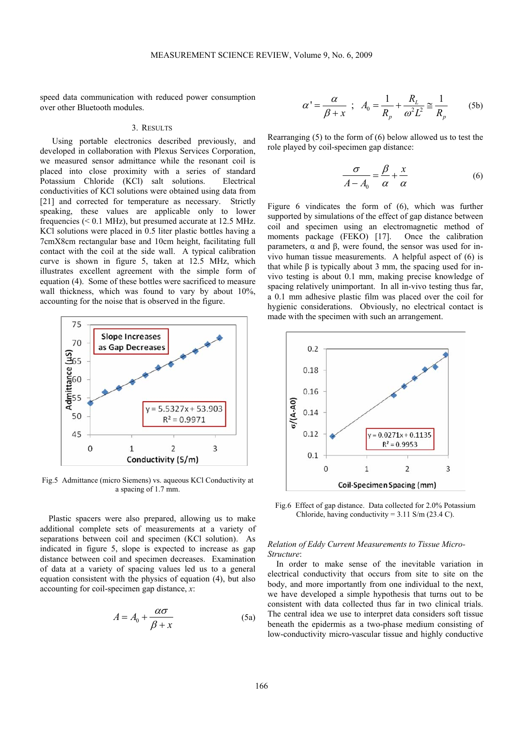speed data communication with reduced power consumption over other Bluetooth modules.

## 3. Results

Using portable electronics described previously, and developed in collaboration with Plexus Services Corporation, we measured sensor admittance while the resonant coil is placed into close proximity with a series of standard Potassium Chloride (KCl) salt solutions. Electrical conductivities of KCl solutions were obtained using data from [21] and corrected for temperature as necessary. Strictly speaking, these values are applicable only to lower frequencies (< 0.1 MHz), but presumed accurate at 12.5 MHz. KCl solutions were placed in 0.5 liter plastic bottles having a 7cmX8cm rectangular base and 10cm height, facilitating full contact with the coil at the side wall. A typical calibration curve is shown in figure 5, taken at 12.5 MHz, which illustrates excellent agreement with the simple form of equation (4). Some of these bottles were sacrificed to measure wall thickness, which was found to vary by about 10%, accounting for the noise that is observed in the figure.

Fig.5 Admittance (micro Siemens) vs. aqueous KCl Conductivity at a spacing of 1.7 mm.

Plastic spacers were also prepared, allowing us to make additional complete sets of measurements at a variety of separations between coil and specimen (KCl solution). As indicated in figure 5, slope is expected to increase as gap distance between coil and specimen decreases. Examination of data at a variety of spacing values led us to a general equation consistent with the physics of equation (4), but also accounting for coil-specimen gap distance, $x$:

$$A = A_0 + \frac{\alpha\sigma}{\beta + x} \tag{5a}$$

$$\alpha' = \frac{\alpha}{\beta + x} \;;\; A_0 = \frac{1}{R_p} + \frac{R_L}{\omega^2 L^2} \cong \frac{1}{R_p} \tag{5b}$$

Rearranging (5) to the form of (6) below allowed us to test the role played by coil-specimen gap distance:

$$\frac{\sigma}{A - A_0} = \frac{\beta}{\alpha} + \frac{x}{\alpha} \tag{6}$$

Figure 6 vindicates the form of (6), which was further supported by simulations of the effect of gap distance between coil and specimen using an electromagnetic method of moments package (FEKO) [17]. Once the calibration parameters, α and β, were found, the sensor was used for in-vivo human tissue measurements. A helpful aspect of (6) is that while β is typically about 3 mm, the spacing used for in-vivo testing is about 0.1 mm, making precise knowledge of spacing relatively unimportant. In all in-vivo testing thus far, a 0.1 mm adhesive plastic film was placed over the coil for hygienic considerations. Obviously, no electrical contact is made with the specimen with such an arrangement.

Fig.6 Effect of gap distance. Data collected for 2.0% Potassium Chloride, having conductivity = 3.11 S/m (23.4 C).

*Relation of Eddy Current Measurements to Tissue Micro-Structure*:

In order to make sense of the inevitable variation in electrical conductivity that occurs from site to site on the body, and more importantly from one individual to the next, we have developed a simple hypothesis that turns out to be consistent with data collected thus far in two clinical trials. The central idea we use to interpret data considers soft tissue beneath the epidermis as a two-phase medium consisting of low-conductivity micro-vascular tissue and highly conductive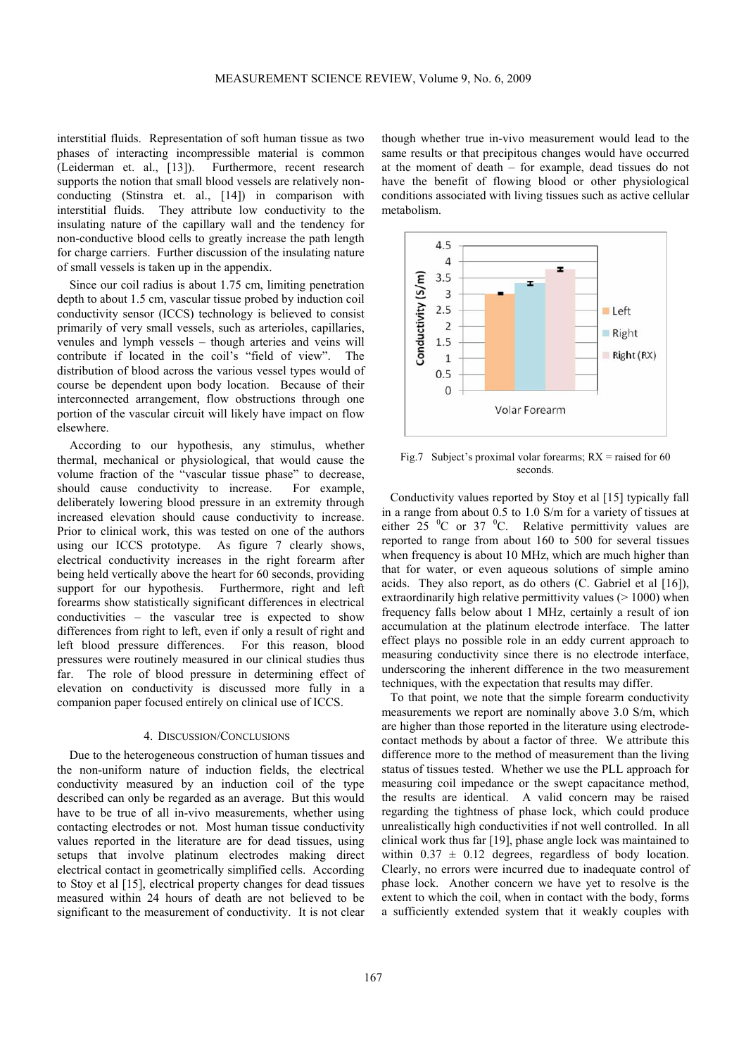interstitial fluids. Representation of soft human tissue as two phases of interacting incompressible material is common (Leiderman et. al., [13]). Furthermore, recent research supports the notion that small blood vessels are relatively non-conducting (Stinstra et. al., [14]) in comparison with interstitial fluids. They attribute low conductivity to the insulating nature of the capillary wall and the tendency for non-conductive blood cells to greatly increase the path length for charge carriers. Further discussion of the insulating nature of small vessels is taken up in the appendix.

Since our coil radius is about 1.75 cm, limiting penetration depth to about 1.5 cm, vascular tissue probed by induction coil conductivity sensor (ICCS) technology is believed to consist primarily of very small vessels, such as arterioles, capillaries, venules and lymph vessels – though arteries and veins will contribute if located in the coil's "field of view". The distribution of blood across the various vessel types would of course be dependent upon body location. Because of their interconnected arrangement, flow obstructions through one portion of the vascular circuit will likely have impact on flow elsewhere.

According to our hypothesis, any stimulus, whether thermal, mechanical or physiological, that would cause the volume fraction of the "vascular tissue phase" to decrease, should cause conductivity to increase. For example, deliberately lowering blood pressure in an extremity through increased elevation should cause conductivity to increase. Prior to clinical work, this was tested on one of the authors using our ICCS prototype. As figure 7 clearly shows, electrical conductivity increases in the right forearm after being held vertically above the heart for 60 seconds, providing support for our hypothesis. Furthermore, right and left forearms show statistically significant differences in electrical conductivities – the vascular tree is expected to show differences from right to left, even if only a result of right and left blood pressure differences. For this reason, blood pressures were routinely measured in our clinical studies thus far. The role of blood pressure in determining effect of elevation on conductivity is discussed more fully in a companion paper focused entirely on clinical use of ICCS.

## 4. DISCUSSION/CONCLUSIONS

Due to the heterogeneous construction of human tissues and the non-uniform nature of induction fields, the electrical conductivity measured by an induction coil of the type described can only be regarded as an average. But this would have to be true of all in-vivo measurements, whether using contacting electrodes or not. Most human tissue conductivity values reported in the literature are for dead tissues, using setups that involve platinum electrodes making direct electrical contact in geometrically simplified cells. According to Stoy et al [15], electrical property changes for dead tissues measured within 24 hours of death are not believed to be significant to the measurement of conductivity. It is not clear though whether true in-vivo measurement would lead to the same results or that precipitous changes would have occurred at the moment of death – for example, dead tissues do not have the benefit of flowing blood or other physiological conditions associated with living tissues such as active cellular metabolism.

Conductivity (S/m)
4.5
4
3.5
3
2.5
2
1.5
1
0.5
0
Left
Right
Right (RX)
Volar Forearm

Fig.7 Subject's proximal volar forearms; RX = raised for 60 seconds.

Conductivity values reported by Stoy et al [15] typically fall in a range from about 0.5 to 1.0 S/m for a variety of tissues at either 25 $^0$C or 37 $^0$C. Relative permittivity values are reported to range from about 160 to 500 for several tissues when frequency is about 10 MHz, which are much higher than that for water, or even aqueous solutions of simple amino acids. They also report, as do others (C. Gabriel et al [16]), extraordinarily high relative permittivity values (> 1000) when frequency falls below about 1 MHz, certainly a result of ion accumulation at the platinum electrode interface. The latter effect plays no possible role in an eddy current approach to measuring conductivity since there is no electrode interface, underscoring the inherent difference in the two measurement techniques, with the expectation that results may differ.

To that point, we note that the simple forearm conductivity measurements we report are nominally above 3.0 S/m, which are higher than those reported in the literature using electrode-contact methods by about a factor of three. We attribute this difference more to the method of measurement than the living status of tissues tested. Whether we use the PLL approach for measuring coil impedance or the swept capacitance method, the results are identical. A valid concern may be raised regarding the tightness of phase lock, which could produce unrealistically high conductivities if not well controlled. In all clinical work thus far [19], phase angle lock was maintained to within $0.37 \pm 0.12$ degrees, regardless of body location. Clearly, no errors were incurred due to inadequate control of phase lock. Another concern we have yet to resolve is the extent to which the coil, when in contact with the body, forms a sufficiently extended system that it weakly couples with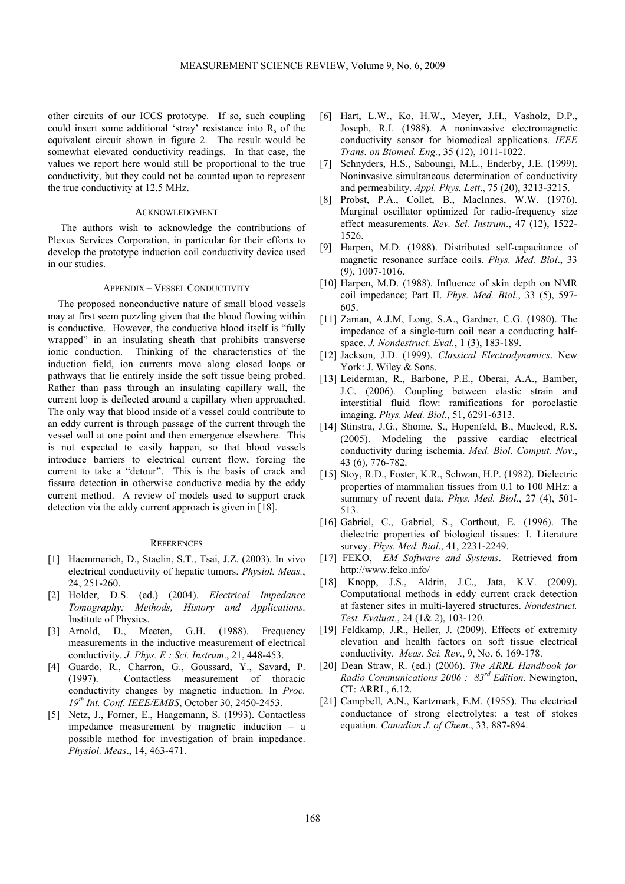other circuits of our ICCS prototype. If so, such coupling could insert some additional 'stray' resistance into $R_s$ of the equivalent circuit shown in figure 2. The result would be somewhat elevated conductivity readings. In that case, the values we report here would still be proportional to the true conductivity, but they could not be counted upon to represent the true conductivity at 12.5 MHz.

## ACKNOWLEDGMENT

The authors wish to acknowledge the contributions of Plexus Services Corporation, in particular for their efforts to develop the prototype induction coil conductivity device used in our studies.

## APPENDIX – VESSEL CONDUCTIVITY

The proposed nonconductive nature of small blood vessels may at first seem puzzling given that the blood flowing within is conductive. However, the conductive blood itself is "fully wrapped" in an insulating sheath that prohibits transverse ionic conduction. Thinking of the characteristics of the induction field, ion currents move along closed loops or pathways that lie entirely inside the soft tissue being probed. Rather than pass through an insulating capillary wall, the current loop is deflected around a capillary when approached. The only way that blood inside of a vessel could contribute to an eddy current is through passage of the current through the vessel wall at one point and then emergence elsewhere. This is not expected to easily happen, so that blood vessels introduce barriers to electrical current flow, forcing the current to take a "detour". This is the basis of crack and fissure detection in otherwise conductive media by the eddy current method. A review of models used to support crack detection via the eddy current approach is given in [18].

## REFERENCES

[1] Haemmerich, D., Staelin, S.T., Tsai, J.Z. (2003). In vivo electrical conductivity of hepatic tumors. *Physiol. Meas.*, 24, 251-260.

[2] Holder, D.S. (ed.) (2004). *Electrical Impedance Tomography: Methods, History and Applications*. Institute of Physics.

[3] Arnold, D., Meeten, G.H. (1988). Frequency measurements in the inductive measurement of electrical conductivity. *J. Phys. E : Sci. Instrum*., 21, 448-453.

[4] Guardo, R., Charron, G., Goussard, Y., Savard, P. (1997). Contactless measurement of thoracic conductivity changes by magnetic induction. In *Proc. 19th Int. Conf. IEEE/EMBS*, October 30, 2450-2453.

[5] Netz, J., Forner, E., Haagemann, S. (1993). Contactless impedance measurement by magnetic induction – a possible method for investigation of brain impedance. *Physiol. Meas*., 14, 463-471.

[6] Hart, L.W., Ko, H.W., Meyer, J.H., Vasholz, D.P., Joseph, R.I. (1988). A noninvasive electromagnetic conductivity sensor for biomedical applications. *IEEE Trans. on Biomed. Eng.*, 35 (12), 1011-1022.

[7] Schnyders, H.S., Saboungi, M.L., Enderby, J.E. (1999). Noninvasive simultaneous determination of conductivity and permeability. *Appl. Phys. Lett*., 75 (20), 3213-3215.

[8] Probst, P.A., Collet, B., MacInnes, W.W. (1976). Marginal oscillator optimized for radio-frequency size effect measurements. *Rev. Sci. Instrum*., 47 (12), 1522-1526.

[9] Harpen, M.D. (1988). Distributed self-capacitance of magnetic resonance surface coils. *Phys. Med. Biol*., 33 (9), 1007-1016.

[10] Harpen, M.D. (1988). Influence of skin depth on NMR coil impedance; Part II. *Phys. Med. Biol*., 33 (5), 597-605.

[11] Zaman, A.J.M, Long, S.A., Gardner, C.G. (1980). The impedance of a single-turn coil near a conducting half-space. *J. Nondestruct. Eval.*, 1 (3), 183-189.

[12] Jackson, J.D. (1999). *Classical Electrodynamics*. New York: J. Wiley & Sons.

[13] Leiderman, R., Barbone, P.E., Oberai, A.A., Bamber, J.C. (2006). Coupling between elastic strain and interstitial fluid flow: ramifications for poroelastic imaging. *Phys. Med. Biol*., 51, 6291-6313.

[14] Stinstra, J.G., Shome, S., Hopenfeld, B., Macleod, R.S. (2005). Modeling the passive cardiac electrical conductivity during ischemia. *Med. Biol. Comput. Nov*., 43 (6), 776-782.

[15] Stoy, R.D., Foster, K.R., Schwan, H.P. (1982). Dielectric properties of mammalian tissues from 0.1 to 100 MHz: a summary of recent data. *Phys. Med. Biol*., 27 (4), 501-513.

[16] Gabriel, C., Gabriel, S., Corthout, E. (1996). The dielectric properties of biological tissues: I. Literature survey. *Phys. Med. Biol*., 41, 2231-2249.

[17] FEKO, *EM Software and Systems*. Retrieved from http://www.feko.info/

[18] Knopp, J.S., Aldrin, J.C., Jata, K.V. (2009). Computational methods in eddy current crack detection at fastener sites in multi-layered structures. *Nondestruct. Test. Evaluat*., 24 (1& 2), 103-120.

[19] Feldkamp, J.R., Heller, J. (2009). Effects of extremity elevation and health factors on soft tissue electrical conductivity*. Meas. Sci. Rev*., 9, No. 6, 169-178.

[20] Dean Straw, R. (ed.) (2006). *The ARRL Handbook for Radio Communications 2006 : 83rd Edition*. Newington, CT: ARRL, 6.12.

[21] Campbell, A.N., Kartzmark, E.M. (1955). The electrical conductance of strong electrolytes: a test of stokes equation. *Canadian J. of Chem*., 33, 887-894.